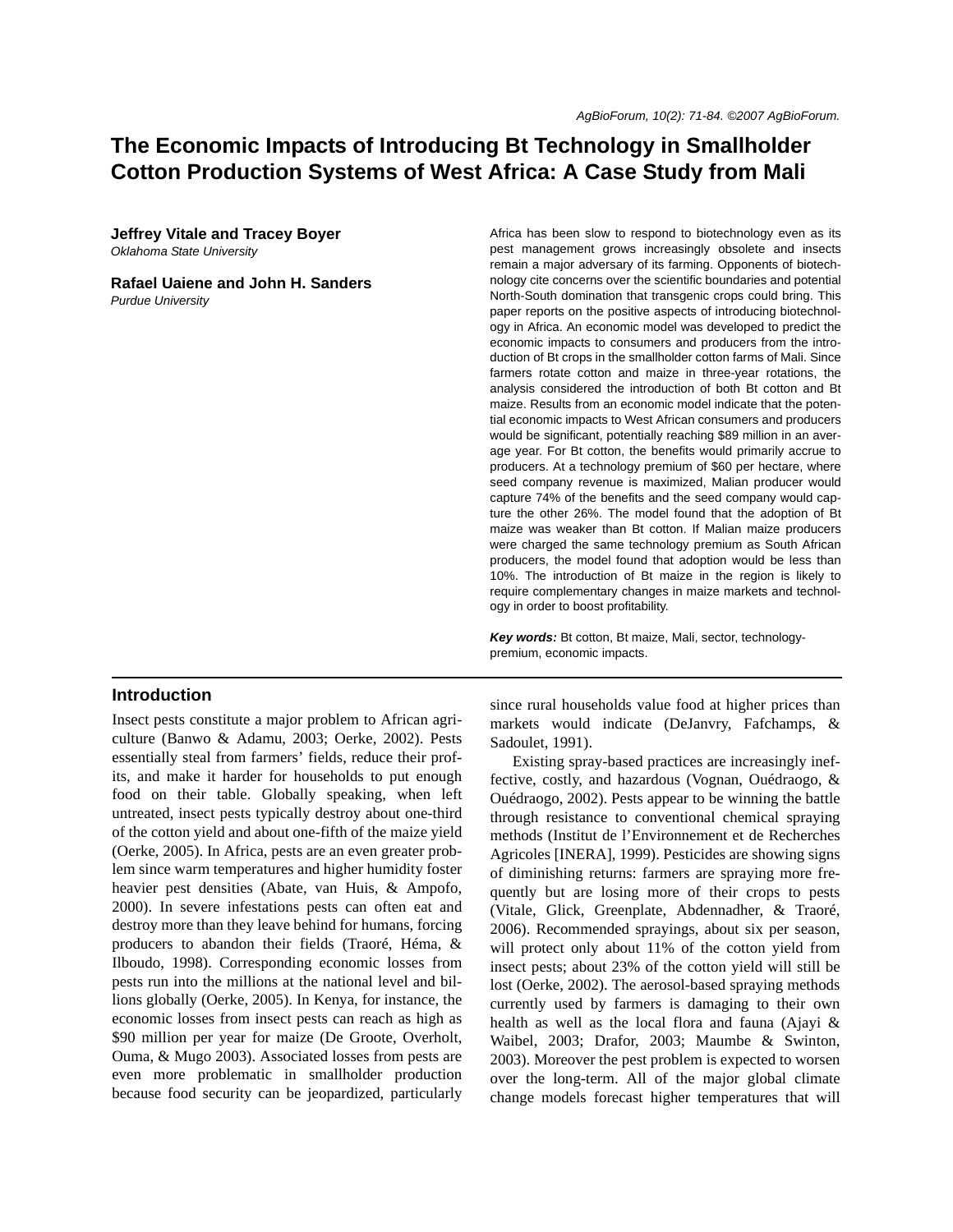# The Economic Impacts of Introducing Bt Technology in Smallholder Cotton Production Systems of West Africa: A Case Study from Mali

**Jeffrey Vitale and Tracey Boyer**
*Oklahoma State University*

**Rafael Uaiene and John H. Sanders**
*Purdue University*

Africa has been slow to respond to biotechnology even as its pest management grows increasingly obsolete and insects remain a major adversary of its farming. Opponents of biotechnology cite concerns over the scientific boundaries and potential North-South domination that transgenic crops could bring. This paper reports on the positive aspects of introducing biotechnology in Africa. An economic model was developed to predict the economic impacts to consumers and producers from the introduction of Bt crops in the smallholder cotton farms of Mali. Since farmers rotate cotton and maize in three-year rotations, the analysis considered the introduction of both Bt cotton and Bt maize. Results from an economic model indicate that the potential economic impacts to West African consumers and producers would be significant, potentially reaching $89 million in an average year. For Bt cotton, the benefits would primarily accrue to producers. At a technology premium of $60 per hectare, where seed company revenue is maximized, Malian producer would capture 74% of the benefits and the seed company would capture the other 26%. The model found that the adoption of Bt maize was weaker than Bt cotton. If Malian maize producers were charged the same technology premium as South African producers, the model found that adoption would be less than 10%. The introduction of Bt maize in the region is likely to require complementary changes in maize markets and technology in order to boost profitability.

***Key words:*** Bt cotton, Bt maize, Mali, sector, technology-premium, economic impacts.

## Introduction

Insect pests constitute a major problem to African agriculture (Banwo & Adamu, 2003; Oerke, 2002). Pests essentially steal from farmers' fields, reduce their profits, and make it harder for households to put enough food on their table. Globally speaking, when left untreated, insect pests typically destroy about one-third of the cotton yield and about one-fifth of the maize yield (Oerke, 2005). In Africa, pests are an even greater problem since warm temperatures and higher humidity foster heavier pest densities (Abate, van Huis, & Ampofo, 2000). In severe infestations pests can often eat and destroy more than they leave behind for humans, forcing producers to abandon their fields (Traoré, Héma, & Ilboudo, 1998). Corresponding economic losses from pests run into the millions at the national level and billions globally (Oerke, 2005). In Kenya, for instance, the economic losses from insect pests can reach as high as $90 million per year for maize (De Groote, Overholt, Ouma, & Mugo 2003). Associated losses from pests are even more problematic in smallholder production because food security can be jeopardized, particularly since rural households value food at higher prices than markets would indicate (DeJanvry, Fafchamps, & Sadoulet, 1991).

Existing spray-based practices are increasingly ineffective, costly, and hazardous (Vognan, Ouédraogo, & Ouédraogo, 2002). Pests appear to be winning the battle through resistance to conventional chemical spraying methods (Institut de l'Environnement et de Recherches Agricoles [INERA], 1999). Pesticides are showing signs of diminishing returns: farmers are spraying more frequently but are losing more of their crops to pests (Vitale, Glick, Greenplate, Abdennadher, & Traoré, 2006). Recommended sprayings, about six per season, will protect only about 11% of the cotton yield from insect pests; about 23% of the cotton yield will still be lost (Oerke, 2002). The aerosol-based spraying methods currently used by farmers is damaging to their own health as well as the local flora and fauna (Ajayi & Waibel, 2003; Drafor, 2003; Maumbe & Swinton, 2003). Moreover the pest problem is expected to worsen over the long-term. All of the major global climate change models forecast higher temperatures that will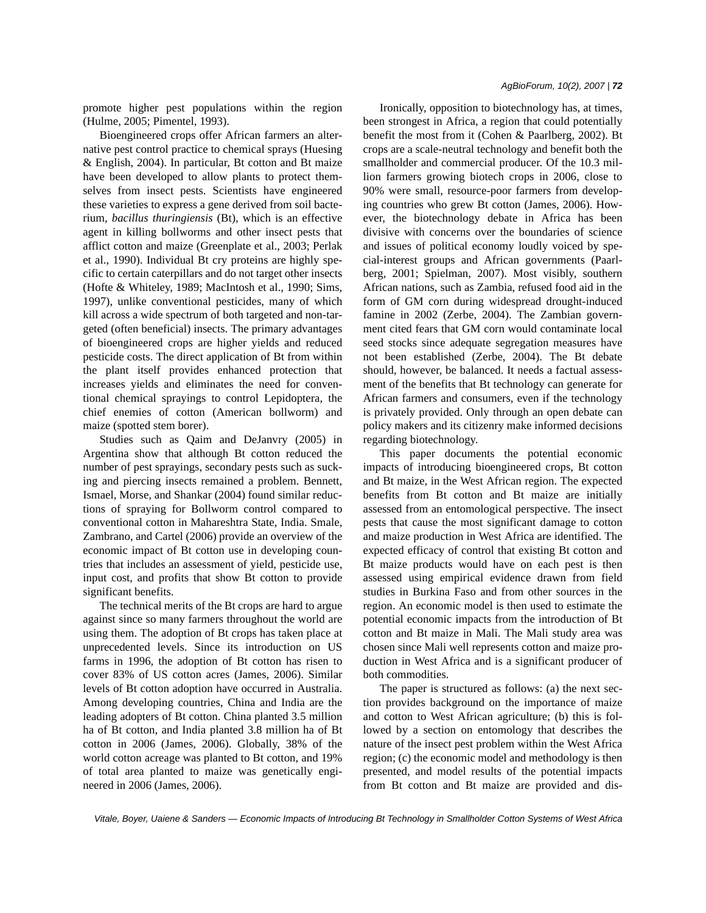promote higher pest populations within the region (Hulme, 2005; Pimentel, 1993).

Bioengineered crops offer African farmers an alternative pest control practice to chemical sprays (Huesing & English, 2004). In particular, Bt cotton and Bt maize have been developed to allow plants to protect themselves from insect pests. Scientists have engineered these varieties to express a gene derived from soil bacterium, *bacillus thuringiensis* (Bt), which is an effective agent in killing bollworms and other insect pests that afflict cotton and maize (Greenplate et al., 2003; Perlak et al., 1990). Individual Bt cry proteins are highly specific to certain caterpillars and do not target other insects (Hofte & Whiteley, 1989; MacIntosh et al., 1990; Sims, 1997), unlike conventional pesticides, many of which kill across a wide spectrum of both targeted and non-targeted (often beneficial) insects. The primary advantages of bioengineered crops are higher yields and reduced pesticide costs. The direct application of Bt from within the plant itself provides enhanced protection that increases yields and eliminates the need for conventional chemical sprayings to control Lepidoptera, the chief enemies of cotton (American bollworm) and maize (spotted stem borer).

Studies such as Qaim and DeJanvry (2005) in Argentina show that although Bt cotton reduced the number of pest sprayings, secondary pests such as sucking and piercing insects remained a problem. Bennett, Ismael, Morse, and Shankar (2004) found similar reductions of spraying for Bollworm control compared to conventional cotton in Mahareshtra State, India. Smale, Zambrano, and Cartel (2006) provide an overview of the economic impact of Bt cotton use in developing countries that includes an assessment of yield, pesticide use, input cost, and profits that show Bt cotton to provide significant benefits.

The technical merits of the Bt crops are hard to argue against since so many farmers throughout the world are using them. The adoption of Bt crops has taken place at unprecedented levels. Since its introduction on US farms in 1996, the adoption of Bt cotton has risen to cover 83% of US cotton acres (James, 2006). Similar levels of Bt cotton adoption have occurred in Australia. Among developing countries, China and India are the leading adopters of Bt cotton. China planted 3.5 million ha of Bt cotton, and India planted 3.8 million ha of Bt cotton in 2006 (James, 2006). Globally, 38% of the world cotton acreage was planted to Bt cotton, and 19% of total area planted to maize was genetically engineered in 2006 (James, 2006).

Ironically, opposition to biotechnology has, at times, been strongest in Africa, a region that could potentially benefit the most from it (Cohen & Paarlberg, 2002). Bt crops are a scale-neutral technology and benefit both the smallholder and commercial producer. Of the 10.3 million farmers growing biotech crops in 2006, close to 90% were small, resource-poor farmers from developing countries who grew Bt cotton (James, 2006). However, the biotechnology debate in Africa has been divisive with concerns over the boundaries of science and issues of political economy loudly voiced by special-interest groups and African governments (Paarlberg, 2001; Spielman, 2007). Most visibly, southern African nations, such as Zambia, refused food aid in the form of GM corn during widespread drought-induced famine in 2002 (Zerbe, 2004). The Zambian government cited fears that GM corn would contaminate local seed stocks since adequate segregation measures have not been established (Zerbe, 2004). The Bt debate should, however, be balanced. It needs a factual assessment of the benefits that Bt technology can generate for African farmers and consumers, even if the technology is privately provided. Only through an open debate can policy makers and its citizenry make informed decisions regarding biotechnology.

This paper documents the potential economic impacts of introducing bioengineered crops, Bt cotton and Bt maize, in the West African region. The expected benefits from Bt cotton and Bt maize are initially assessed from an entomological perspective. The insect pests that cause the most significant damage to cotton and maize production in West Africa are identified. The expected efficacy of control that existing Bt cotton and Bt maize products would have on each pest is then assessed using empirical evidence drawn from field studies in Burkina Faso and from other sources in the region. An economic model is then used to estimate the potential economic impacts from the introduction of Bt cotton and Bt maize in Mali. The Mali study area was chosen since Mali well represents cotton and maize production in West Africa and is a significant producer of both commodities.

The paper is structured as follows: (a) the next section provides background on the importance of maize and cotton to West African agriculture; (b) this is followed by a section on entomology that describes the nature of the insect pest problem within the West Africa region; (c) the economic model and methodology is then presented, and model results of the potential impacts from Bt cotton and Bt maize are provided and dis-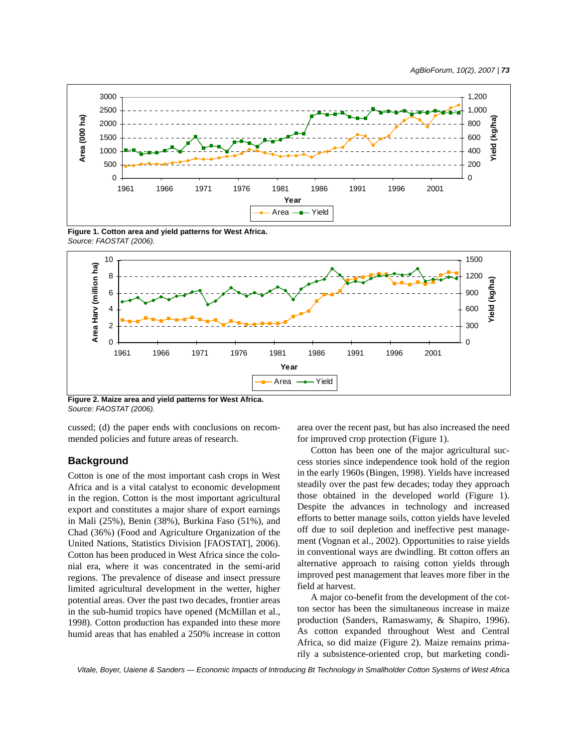Figure 1. Cotton area and yield patterns for West Africa.
*Source: FAOSTAT (2006).*

Figure 2. Maize area and yield patterns for West Africa.
*Source: FAOSTAT (2006).*

cussed; (d) the paper ends with conclusions on recommended policies and future areas of research.

## Background

Cotton is one of the most important cash crops in West Africa and is a vital catalyst to economic development in the region. Cotton is the most important agricultural export and constitutes a major share of export earnings in Mali (25%), Benin (38%), Burkina Faso (51%), and Chad (36%) (Food and Agriculture Organization of the United Nations, Statistics Division [FAOSTAT], 2006). Cotton has been produced in West Africa since the colonial era, where it was concentrated in the semi-arid regions. The prevalence of disease and insect pressure limited agricultural development in the wetter, higher potential areas. Over the past two decades, frontier areas in the sub-humid tropics have opened (McMillan et al., 1998). Cotton production has expanded into these more humid areas that has enabled a 250% increase in cotton area over the recent past, but has also increased the need for improved crop protection (Figure 1).

Cotton has been one of the major agricultural success stories since independence took hold of the region in the early 1960s (Bingen, 1998). Yields have increased steadily over the past few decades; today they approach those obtained in the developed world (Figure 1). Despite the advances in technology and increased efforts to better manage soils, cotton yields have leveled off due to soil depletion and ineffective pest management (Vognan et al., 2002). Opportunities to raise yields in conventional ways are dwindling. Bt cotton offers an alternative approach to raising cotton yields through improved pest management that leaves more fiber in the field at harvest.

A major co-benefit from the development of the cotton sector has been the simultaneous increase in maize production (Sanders, Ramaswamy, & Shapiro, 1996). As cotton expanded throughout West and Central Africa, so did maize (Figure 2). Maize remains primarily a subsistence-oriented crop, but marketing condi-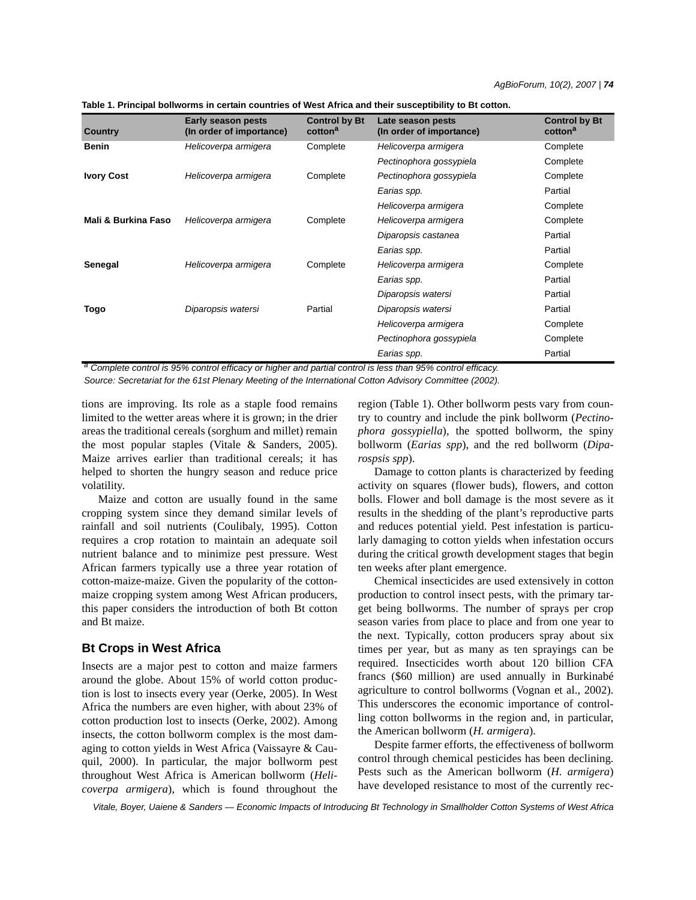**Table 1. Principal bollworms in certain countries of West Africa and their susceptibility to Bt cotton.**

| Country | Early season pests (In order of importance) | Control by Bt cotton[a] | Late season pests (In order of importance) | Control by Bt cotton[a] |
|---|---|---|---|---|
| **Benin** | *Helicoverpa armigera* | Complete | *Helicoverpa armigera* | Complete |
| | | | *Pectinophora gossypiela* | Complete |
| **Ivory Cost** | *Helicoverpa armigera* | Complete | *Pectinophora gossypiela* | Complete |
| | | | *Earias spp.* | Partial |
| | | | *Helicoverpa armigera* | Complete |
| **Mali & Burkina Faso** | *Helicoverpa armigera* | Complete | *Helicoverpa armigera* | Complete |
| | | | *Diparopsis castanea* | Partial |
| | | | *Earias spp.* | Partial |
| **Senegal** | *Helicoverpa armigera* | Complete | *Helicoverpa armigera* | Complete |
| | | | *Earias spp.* | Partial |
| | | | *Diparopsis watersi* | Partial |
| **Togo** | *Diparopsis watersi* | Partial | *Diparopsis watersi* | Partial |
| | | | *Helicoverpa armigera* | Complete |
| | | | *Pectinophora gossypiela* | Complete |
| | | | *Earias spp.* | Partial |

[a] *Complete control is 95% control efficacy or higher and partial control is less than 95% control efficacy.*

*Source: Secretariat for the 61st Plenary Meeting of the International Cotton Advisory Committee (2002).*

tions are improving. Its role as a staple food remains limited to the wetter areas where it is grown; in the drier areas the traditional cereals (sorghum and millet) remain the most popular staples (Vitale & Sanders, 2005). Maize arrives earlier than traditional cereals; it has helped to shorten the hungry season and reduce price volatility.

Maize and cotton are usually found in the same cropping system since they demand similar levels of rainfall and soil nutrients (Coulibaly, 1995). Cotton requires a crop rotation to maintain an adequate soil nutrient balance and to minimize pest pressure. West African farmers typically use a three year rotation of cotton-maize-maize. Given the popularity of the cotton-maize cropping system among West African producers, this paper considers the introduction of both Bt cotton and Bt maize.

## Bt Crops in West Africa

Insects are a major pest to cotton and maize farmers around the globe. About 15% of world cotton production is lost to insects every year (Oerke, 2005). In West Africa the numbers are even higher, with about 23% of cotton production lost to insects (Oerke, 2002). Among insects, the cotton bollworm complex is the most damaging to cotton yields in West Africa (Vaissayre & Cauquil, 2000). In particular, the major bollworm pest throughout West Africa is American bollworm (*Helicoverpa armigera*), which is found throughout the region (Table 1). Other bollworm pests vary from country to country and include the pink bollworm (*Pectinophora gossypiella*), the spotted bollworm, the spiny bollworm (*Earias spp*), and the red bollworm (*Diparospsis spp*).

Damage to cotton plants is characterized by feeding activity on squares (flower buds), flowers, and cotton bolls. Flower and boll damage is the most severe as it results in the shedding of the plant's reproductive parts and reduces potential yield. Pest infestation is particularly damaging to cotton yields when infestation occurs during the critical growth development stages that begin ten weeks after plant emergence.

Chemical insecticides are used extensively in cotton production to control insect pests, with the primary target being bollworms. The number of sprays per crop season varies from place to place and from one year to the next. Typically, cotton producers spray about six times per year, but as many as ten sprayings can be required. Insecticides worth about 120 billion CFA francs ($60 million) are used annually in Burkinabé agriculture to control bollworms (Vognan et al., 2002). This underscores the economic importance of controlling cotton bollworms in the region and, in particular, the American bollworm (*H. armigera*).

Despite farmer efforts, the effectiveness of bollworm control through chemical pesticides has been declining. Pests such as the American bollworm (*H. armigera*) have developed resistance to most of the currently rec-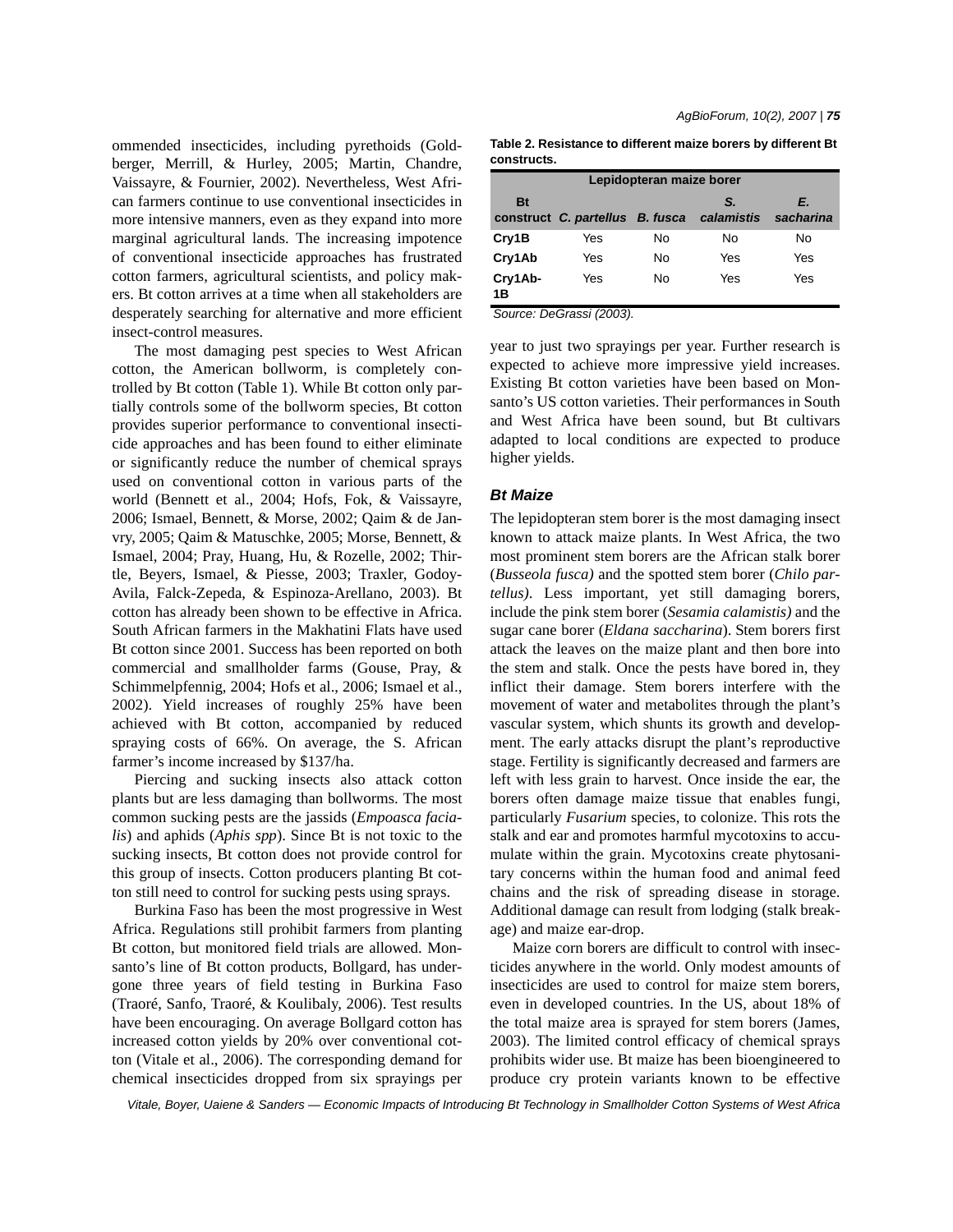ommended insecticides, including pyrethoids (Goldberger, Merrill, & Hurley, 2005; Martin, Chandre, Vaissayre, & Fournier, 2002). Nevertheless, West African farmers continue to use conventional insecticides in more intensive manners, even as they expand into more marginal agricultural lands. The increasing impotence of conventional insecticide approaches has frustrated cotton farmers, agricultural scientists, and policy makers. Bt cotton arrives at a time when all stakeholders are desperately searching for alternative and more efficient insect-control measures.

The most damaging pest species to West African cotton, the American bollworm, is completely controlled by Bt cotton (Table 1). While Bt cotton only partially controls some of the bollworm species, Bt cotton provides superior performance to conventional insecticide approaches and has been found to either eliminate or significantly reduce the number of chemical sprays used on conventional cotton in various parts of the world (Bennett et al., 2004; Hofs, Fok, & Vaissayre, 2006; Ismael, Bennett, & Morse, 2002; Qaim & de Janvry, 2005; Qaim & Matuschke, 2005; Morse, Bennett, & Ismael, 2004; Pray, Huang, Hu, & Rozelle, 2002; Thirtle, Beyers, Ismael, & Piesse, 2003; Traxler, Godoy-Avila, Falck-Zepeda, & Espinoza-Arellano, 2003). Bt cotton has already been shown to be effective in Africa. South African farmers in the Makhatini Flats have used Bt cotton since 2001. Success has been reported on both commercial and smallholder farms (Gouse, Pray, & Schimmelpfennig, 2004; Hofs et al., 2006; Ismael et al., 2002). Yield increases of roughly 25% have been achieved with Bt cotton, accompanied by reduced spraying costs of 66%. On average, the S. African farmer's income increased by $137/ha.

Piercing and sucking insects also attack cotton plants but are less damaging than bollworms. The most common sucking pests are the jassids (*Empoasca facialis*) and aphids (*Aphis spp*). Since Bt is not toxic to the sucking insects, Bt cotton does not provide control for this group of insects. Cotton producers planting Bt cotton still need to control for sucking pests using sprays.

Burkina Faso has been the most progressive in West Africa. Regulations still prohibit farmers from planting Bt cotton, but monitored field trials are allowed. Monsanto's line of Bt cotton products, Bollgard, has undergone three years of field testing in Burkina Faso (Traoré, Sanfo, Traoré, & Koulibaly, 2006). Test results have been encouraging. On average Bollgard cotton has increased cotton yields by 20% over conventional cotton (Vitale et al., 2006). The corresponding demand for chemical insecticides dropped from six sprayings per year to just two sprayings per year. Further research is expected to achieve more impressive yield increases. Existing Bt cotton varieties have been based on Monsanto's US cotton varieties. Their performances in South and West Africa have been sound, but Bt cultivars adapted to local conditions are expected to produce higher yields.

**Table 2. Resistance to different maize borers by different Bt constructs.**

| | Lepidopteran maize borer | | | |
|---|---|---|---|---|
| **Bt construct** | ***C. partellus*** | ***B. fusca*** | ***S. calamistis*** | ***E. sacharina*** |
| **Cry1B** | Yes | No | No | No |
| **Cry1Ab** | Yes | No | Yes | Yes |
| **Cry1Ab-1B** | Yes | No | Yes | Yes |

*Source: DeGrassi (2003).*

### *Bt Maize*

The lepidopteran stem borer is the most damaging insect known to attack maize plants. In West Africa, the two most prominent stem borers are the African stalk borer (*Busseola fusca)* and the spotted stem borer (*Chilo partellus)*. Less important, yet still damaging borers, include the pink stem borer (*Sesamia calamistis)* and the sugar cane borer (*Eldana saccharina*). Stem borers first attack the leaves on the maize plant and then bore into the stem and stalk. Once the pests have bored in, they inflict their damage. Stem borers interfere with the movement of water and metabolites through the plant's vascular system, which shunts its growth and development. The early attacks disrupt the plant's reproductive stage. Fertility is significantly decreased and farmers are left with less grain to harvest. Once inside the ear, the borers often damage maize tissue that enables fungi, particularly *Fusarium* species, to colonize. This rots the stalk and ear and promotes harmful mycotoxins to accumulate within the grain. Mycotoxins create phytosanitary concerns within the human food and animal feed chains and the risk of spreading disease in storage. Additional damage can result from lodging (stalk breakage) and maize ear-drop.

Maize corn borers are difficult to control with insecticides anywhere in the world. Only modest amounts of insecticides are used to control for maize stem borers, even in developed countries. In the US, about 18% of the total maize area is sprayed for stem borers (James, 2003). The limited control efficacy of chemical sprays prohibits wider use. Bt maize has been bioengineered to produce cry protein variants known to be effective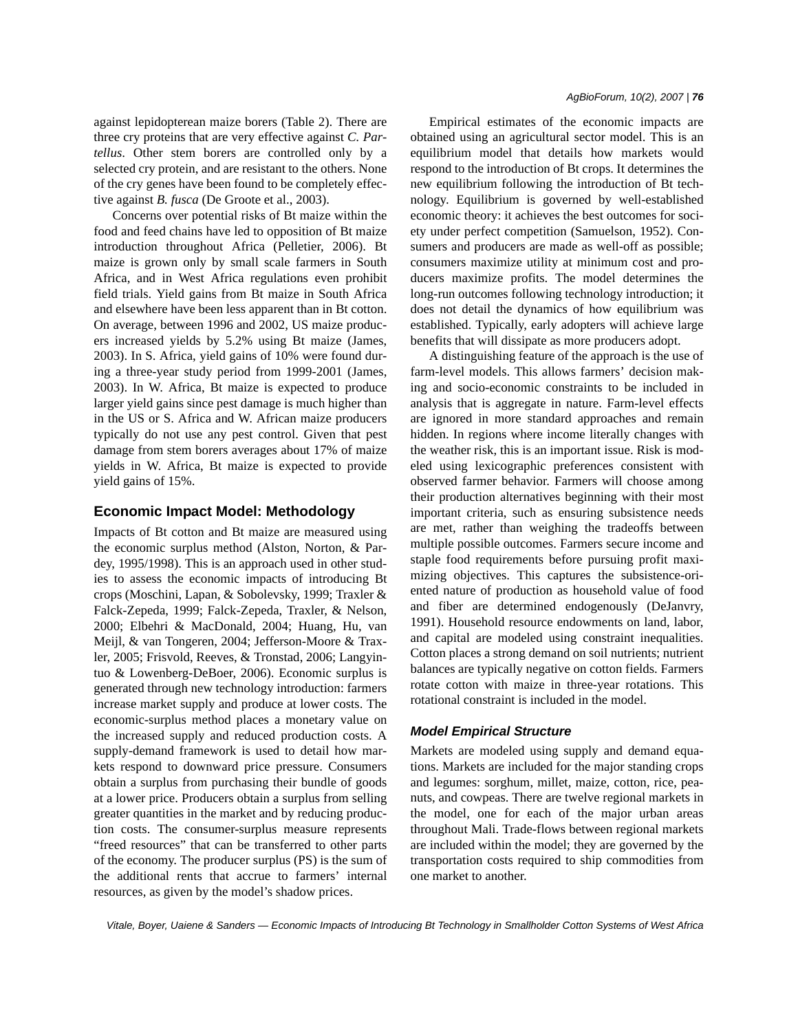against lepidopterean maize borers (Table 2). There are three cry proteins that are very effective against *C. Partellus*. Other stem borers are controlled only by a selected cry protein, and are resistant to the others. None of the cry genes have been found to be completely effective against *B. fusca* (De Groote et al., 2003).

Concerns over potential risks of Bt maize within the food and feed chains have led to opposition of Bt maize introduction throughout Africa (Pelletier, 2006). Bt maize is grown only by small scale farmers in South Africa, and in West Africa regulations even prohibit field trials. Yield gains from Bt maize in South Africa and elsewhere have been less apparent than in Bt cotton. On average, between 1996 and 2002, US maize producers increased yields by 5.2% using Bt maize (James, 2003). In S. Africa, yield gains of 10% were found during a three-year study period from 1999-2001 (James, 2003). In W. Africa, Bt maize is expected to produce larger yield gains since pest damage is much higher than in the US or S. Africa and W. African maize producers typically do not use any pest control. Given that pest damage from stem borers averages about 17% of maize yields in W. Africa, Bt maize is expected to provide yield gains of 15%.

## Economic Impact Model: Methodology

Impacts of Bt cotton and Bt maize are measured using the economic surplus method (Alston, Norton, & Pardey, 1995/1998). This is an approach used in other studies to assess the economic impacts of introducing Bt crops (Moschini, Lapan, & Sobolevsky, 1999; Traxler & Falck-Zepeda, 1999; Falck-Zepeda, Traxler, & Nelson, 2000; Elbehri & MacDonald, 2004; Huang, Hu, van Meijl, & van Tongeren, 2004; Jefferson-Moore & Traxler, 2005; Frisvold, Reeves, & Tronstad, 2006; Langyintuo & Lowenberg-DeBoer, 2006). Economic surplus is generated through new technology introduction: farmers increase market supply and produce at lower costs. The economic-surplus method places a monetary value on the increased supply and reduced production costs. A supply-demand framework is used to detail how markets respond to downward price pressure. Consumers obtain a surplus from purchasing their bundle of goods at a lower price. Producers obtain a surplus from selling greater quantities in the market and by reducing production costs. The consumer-surplus measure represents "freed resources" that can be transferred to other parts of the economy. The producer surplus (PS) is the sum of the additional rents that accrue to farmers' internal resources, as given by the model's shadow prices.

Empirical estimates of the economic impacts are obtained using an agricultural sector model. This is an equilibrium model that details how markets would respond to the introduction of Bt crops. It determines the new equilibrium following the introduction of Bt technology. Equilibrium is governed by well-established economic theory: it achieves the best outcomes for society under perfect competition (Samuelson, 1952). Consumers and producers are made as well-off as possible; consumers maximize utility at minimum cost and producers maximize profits. The model determines the long-run outcomes following technology introduction; it does not detail the dynamics of how equilibrium was established. Typically, early adopters will achieve large benefits that will dissipate as more producers adopt.

A distinguishing feature of the approach is the use of farm-level models. This allows farmers' decision making and socio-economic constraints to be included in analysis that is aggregate in nature. Farm-level effects are ignored in more standard approaches and remain hidden. In regions where income literally changes with the weather risk, this is an important issue. Risk is modeled using lexicographic preferences consistent with observed farmer behavior. Farmers will choose among their production alternatives beginning with their most important criteria, such as ensuring subsistence needs are met, rather than weighing the tradeoffs between multiple possible outcomes. Farmers secure income and staple food requirements before pursuing profit maximizing objectives. This captures the subsistence-oriented nature of production as household value of food and fiber are determined endogenously (DeJanvry, 1991). Household resource endowments on land, labor, and capital are modeled using constraint inequalities. Cotton places a strong demand on soil nutrients; nutrient balances are typically negative on cotton fields. Farmers rotate cotton with maize in three-year rotations. This rotational constraint is included in the model.

### *Model Empirical Structure*

Markets are modeled using supply and demand equations. Markets are included for the major standing crops and legumes: sorghum, millet, maize, cotton, rice, peanuts, and cowpeas. There are twelve regional markets in the model, one for each of the major urban areas throughout Mali. Trade-flows between regional markets are included within the model; they are governed by the transportation costs required to ship commodities from one market to another.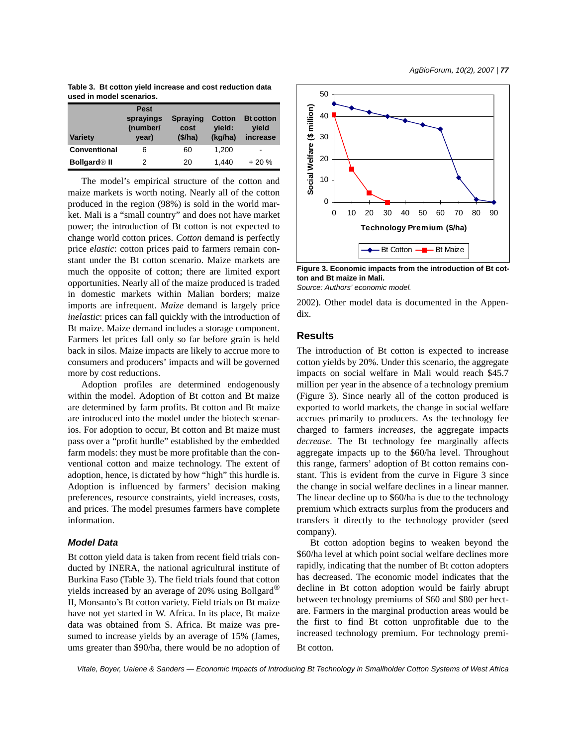**Table 3. Bt cotton yield increase and cost reduction data used in model scenarios.**

| Variety | Pest sprayings (number/ year) | Spraying cost ($/ha) | Cotton yield: (kg/ha) | Bt cotton yield increase |
|---|---|---|---|---|
| Conventional | 6 | 60 | 1,200 | - |
| Bollgard® II | 2 | 20 | 1,440 | + 20 % |

The model's empirical structure of the cotton and maize markets is worth noting. Nearly all of the cotton produced in the region (98%) is sold in the world market. Mali is a "small country" and does not have market power; the introduction of Bt cotton is not expected to change world cotton prices. *Cotton* demand is perfectly price *elastic*: cotton prices paid to farmers remain constant under the Bt cotton scenario. Maize markets are much the opposite of cotton; there are limited export opportunities. Nearly all of the maize produced is traded in domestic markets within Malian borders; maize imports are infrequent. *Maize* demand is largely price *inelastic*: prices can fall quickly with the introduction of Bt maize. Maize demand includes a storage component. Farmers let prices fall only so far before grain is held back in silos. Maize impacts are likely to accrue more to consumers and producers' impacts and will be governed more by cost reductions.

Adoption profiles are determined endogenously within the model. Adoption of Bt cotton and Bt maize are determined by farm profits. Bt cotton and Bt maize are introduced into the model under the biotech scenarios. For adoption to occur, Bt cotton and Bt maize must pass over a "profit hurdle" established by the embedded farm models: they must be more profitable than the conventional cotton and maize technology. The extent of adoption, hence, is dictated by how "high" this hurdle is. Adoption is influenced by farmers' decision making preferences, resource constraints, yield increases, costs, and prices. The model presumes farmers have complete information.

### *Model Data*

Bt cotton yield data is taken from recent field trials conducted by INERA, the national agricultural institute of Burkina Faso (Table 3). The field trials found that cotton yields increased by an average of 20% using Bollgard® II, Monsanto's Bt cotton variety. Field trials on Bt maize have not yet started in W. Africa. In its place, Bt maize data was obtained from S. Africa. Bt maize was presumed to increase yields by an average of 15% (James, 2002). Other model data is documented in the Appendix.

**Figure 3. Economic impacts from the introduction of Bt cotton and Bt maize in Mali.**
*Source: Authors' economic model.*

## Results

The introduction of Bt cotton is expected to increase cotton yields by 20%. Under this scenario, the aggregate impacts on social welfare in Mali would reach $45.7 million per year in the absence of a technology premium (Figure 3). Since nearly all of the cotton produced is exported to world markets, the change in social welfare accrues primarily to producers. As the technology fee charged to farmers *increases*, the aggregate impacts *decrease*. The Bt technology fee marginally affects aggregate impacts up to the $60/ha level. Throughout this range, farmers' adoption of Bt cotton remains constant. This is evident from the curve in Figure 3 since the change in social welfare declines in a linear manner. The linear decline up to $60/ha is due to the technology premium which extracts surplus from the producers and transfers it directly to the technology provider (seed company).

Bt cotton adoption begins to weaken beyond the $60/ha level at which point social welfare declines more rapidly, indicating that the number of Bt cotton adopters has decreased. The economic model indicates that the decline in Bt cotton adoption would be fairly abrupt between technology premiums of $60 and $80 per hectare. Farmers in the marginal production areas would be the first to find Bt cotton unprofitable due to the increased technology premium. For technology premiums greater than $90/ha, there would be no adoption of Bt cotton.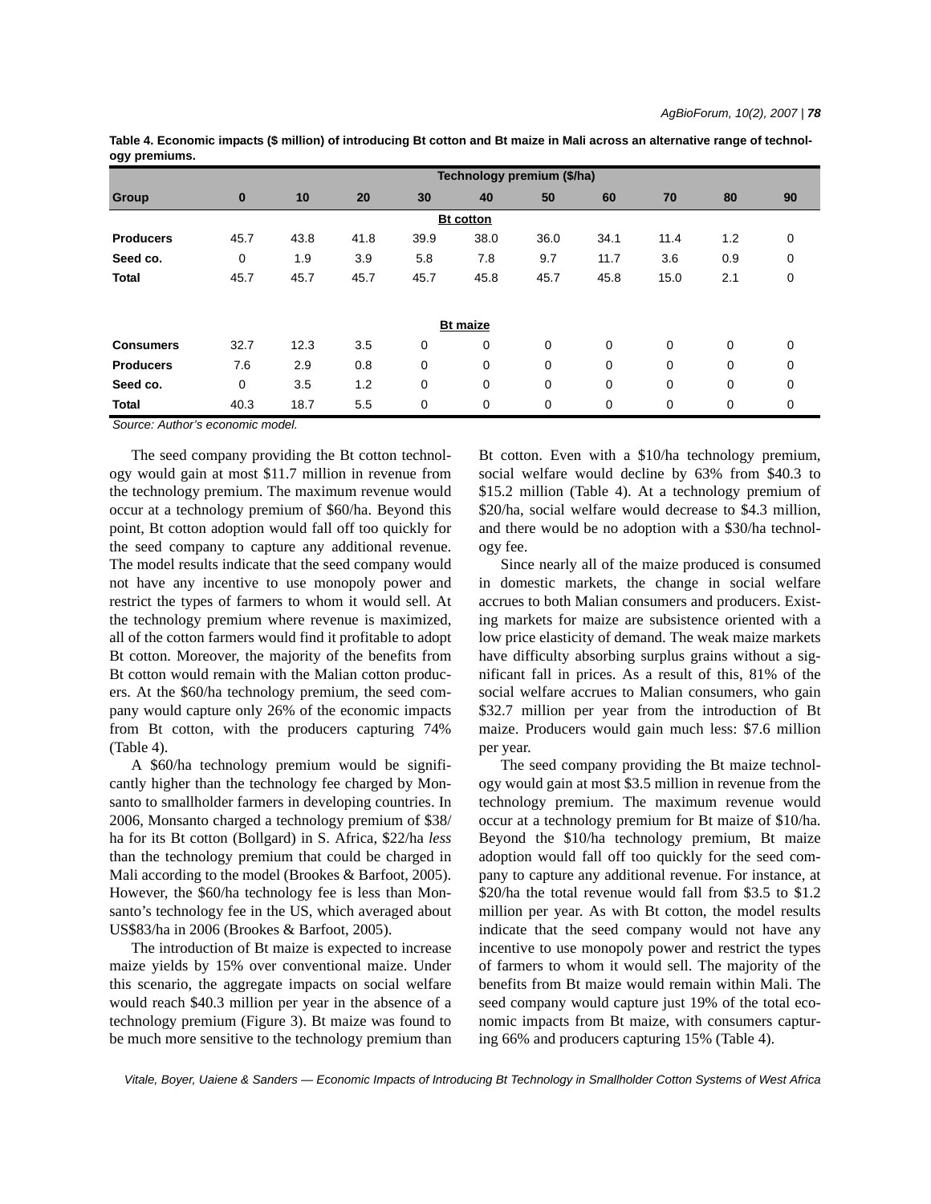**Table 4. Economic impacts ($ million) of introducing Bt cotton and Bt maize in Mali across an alternative range of technology premiums.**

| | Technology premium ($/ha) | | | | | | | | | |
|---|---|---|---|---|---|---|---|---|---|---|
| **Group** | **0** | **10** | **20** | **30** | **40** | **50** | **60** | **70** | **80** | **90** |
| | | | | | **Bt cotton** | | | | | |
| **Producers** | 45.7 | 43.8 | 41.8 | 39.9 | 38.0 | 36.0 | 34.1 | 11.4 | 1.2 | 0 |
| **Seed co.** | 0 | 1.9 | 3.9 | 5.8 | 7.8 | 9.7 | 11.7 | 3.6 | 0.9 | 0 |
| **Total** | 45.7 | 45.7 | 45.7 | 45.7 | 45.8 | 45.7 | 45.8 | 15.0 | 2.1 | 0 |
| | | | | | **Bt maize** | | | | | |
| **Consumers** | 32.7 | 12.3 | 3.5 | 0 | 0 | 0 | 0 | 0 | 0 | 0 |
| **Producers** | 7.6 | 2.9 | 0.8 | 0 | 0 | 0 | 0 | 0 | 0 | 0 |
| **Seed co.** | 0 | 3.5 | 1.2 | 0 | 0 | 0 | 0 | 0 | 0 | 0 |
| **Total** | 40.3 | 18.7 | 5.5 | 0 | 0 | 0 | 0 | 0 | 0 | 0 |

*Source: Author's economic model.*

The seed company providing the Bt cotton technology would gain at most $11.7 million in revenue from the technology premium. The maximum revenue would occur at a technology premium of $60/ha. Beyond this point, Bt cotton adoption would fall off too quickly for the seed company to capture any additional revenue. The model results indicate that the seed company would not have any incentive to use monopoly power and restrict the types of farmers to whom it would sell. At the technology premium where revenue is maximized, all of the cotton farmers would find it profitable to adopt Bt cotton. Moreover, the majority of the benefits from Bt cotton would remain with the Malian cotton producers. At the $60/ha technology premium, the seed company would capture only 26% of the economic impacts from Bt cotton, with the producers capturing 74% (Table 4).

A $60/ha technology premium would be significantly higher than the technology fee charged by Monsanto to smallholder farmers in developing countries. In 2006, Monsanto charged a technology premium of $38/ha for its Bt cotton (Bollgard) in S. Africa, $22/ha *less* than the technology premium that could be charged in Mali according to the model (Brookes & Barfoot, 2005). However, the $60/ha technology fee is less than Monsanto's technology fee in the US, which averaged about US$83/ha in 2006 (Brookes & Barfoot, 2005).

The introduction of Bt maize is expected to increase maize yields by 15% over conventional maize. Under this scenario, the aggregate impacts on social welfare would reach $40.3 million per year in the absence of a technology premium (Figure 3). Bt maize was found to be much more sensitive to the technology premium than Bt cotton. Even with a $10/ha technology premium, social welfare would decline by 63% from $40.3 to $15.2 million (Table 4). At a technology premium of $20/ha, social welfare would decrease to $4.3 million, and there would be no adoption with a $30/ha technology fee.

Since nearly all of the maize produced is consumed in domestic markets, the change in social welfare accrues to both Malian consumers and producers. Existing markets for maize are subsistence oriented with a low price elasticity of demand. The weak maize markets have difficulty absorbing surplus grains without a significant fall in prices. As a result of this, 81% of the social welfare accrues to Malian consumers, who gain $32.7 million per year from the introduction of Bt maize. Producers would gain much less: $7.6 million per year.

The seed company providing the Bt maize technology would gain at most $3.5 million in revenue from the technology premium. The maximum revenue would occur at a technology premium for Bt maize of $10/ha. Beyond the $10/ha technology premium, Bt maize adoption would fall off too quickly for the seed company to capture any additional revenue. For instance, at $20/ha the total revenue would fall from $3.5 to $1.2 million per year. As with Bt cotton, the model results indicate that the seed company would not have any incentive to use monopoly power and restrict the types of farmers to whom it would sell. The majority of the benefits from Bt maize would remain within Mali. The seed company would capture just 19% of the total economic impacts from Bt maize, with consumers capturing 66% and producers capturing 15% (Table 4).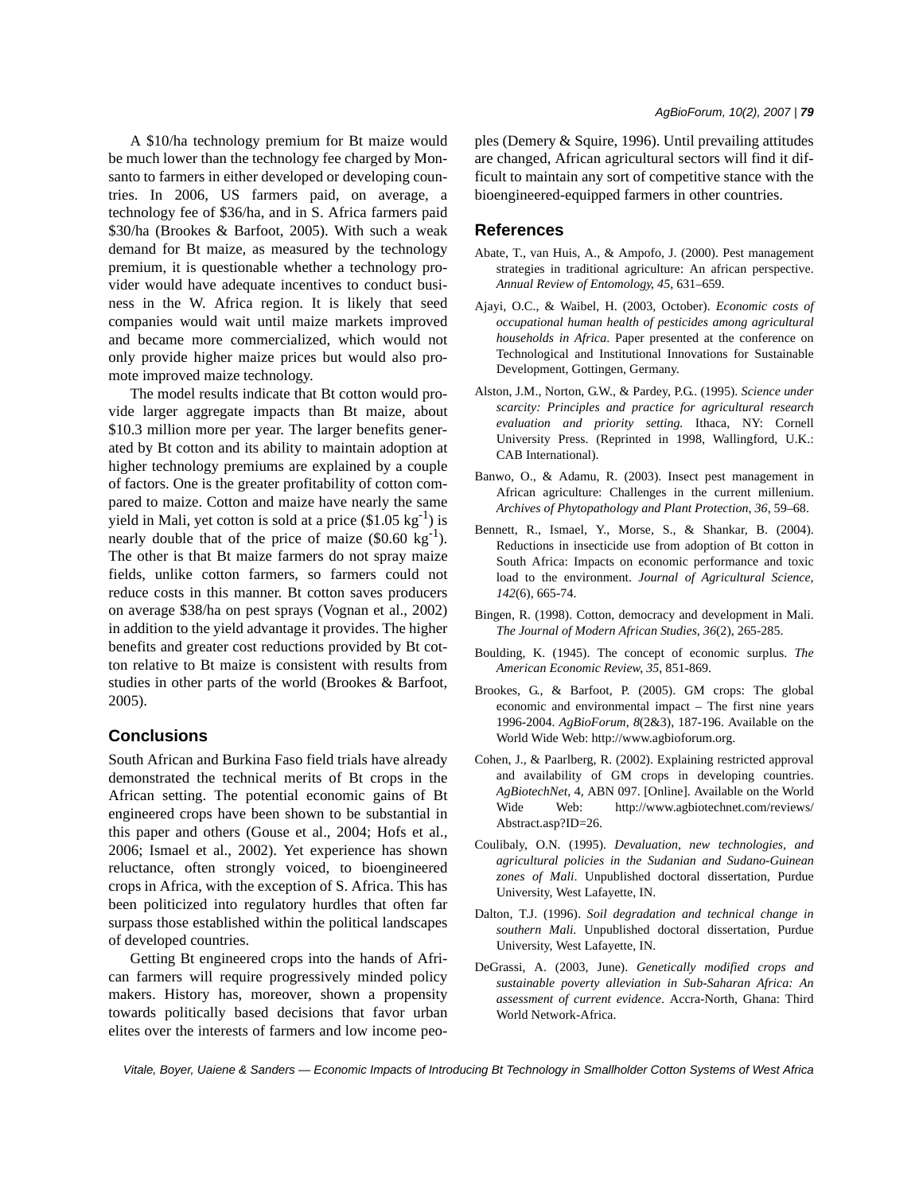A $10/ha technology premium for Bt maize would be much lower than the technology fee charged by Monsanto to farmers in either developed or developing countries. In 2006, US farmers paid, on average, a technology fee of $36/ha, and in S. Africa farmers paid $30/ha (Brookes & Barfoot, 2005). With such a weak demand for Bt maize, as measured by the technology premium, it is questionable whether a technology provider would have adequate incentives to conduct business in the W. Africa region. It is likely that seed companies would wait until maize markets improved and became more commercialized, which would not only provide higher maize prices but would also promote improved maize technology.

The model results indicate that Bt cotton would provide larger aggregate impacts than Bt maize, about $10.3 million more per year. The larger benefits generated by Bt cotton and its ability to maintain adoption at higher technology premiums are explained by a couple of factors. One is the greater profitability of cotton compared to maize. Cotton and maize have nearly the same yield in Mali, yet cotton is sold at a price ($1.05 $kg^{-1}$) is nearly double that of the price of maize ($0.60 $kg^{-1}$). The other is that Bt maize farmers do not spray maize fields, unlike cotton farmers, so farmers could not reduce costs in this manner. Bt cotton saves producers on average $38/ha on pest sprays (Vognan et al., 2002) in addition to the yield advantage it provides. The higher benefits and greater cost reductions provided by Bt cotton relative to Bt maize is consistent with results from studies in other parts of the world (Brookes & Barfoot, 2005).

## Conclusions

South African and Burkina Faso field trials have already demonstrated the technical merits of Bt crops in the African setting. The potential economic gains of Bt engineered crops have been shown to be substantial in this paper and others (Gouse et al., 2004; Hofs et al., 2006; Ismael et al., 2002). Yet experience has shown reluctance, often strongly voiced, to bioengineered crops in Africa, with the exception of S. Africa. This has been politicized into regulatory hurdles that often far surpass those established within the political landscapes of developed countries.

Getting Bt engineered crops into the hands of African farmers will require progressively minded policy makers. History has, moreover, shown a propensity towards politically based decisions that favor urban elites over the interests of farmers and low income peoples (Demery & Squire, 1996). Until prevailing attitudes are changed, African agricultural sectors will find it difficult to maintain any sort of competitive stance with the bioengineered-equipped farmers in other countries.

## References

Abate, T., van Huis, A., & Ampofo, J. (2000). Pest management strategies in traditional agriculture: An african perspective. *Annual Review of Entomology, 45*, 631–659.

Ajayi, O.C., & Waibel, H. (2003, October). *Economic costs of occupational human health of pesticides among agricultural households in Africa*. Paper presented at the conference on Technological and Institutional Innovations for Sustainable Development, Gottingen, Germany.

Alston, J.M., Norton, G.W., & Pardey, P.G.. (1995). *Science under scarcity: Principles and practice for agricultural research evaluation and priority setting.* Ithaca, NY: Cornell University Press. (Reprinted in 1998, Wallingford, U.K.: CAB International).

Banwo, O., & Adamu, R. (2003). Insect pest management in African agriculture: Challenges in the current millenium. *Archives of Phytopathology and Plant Protection, 36*, 59–68.

Bennett, R., Ismael, Y., Morse, S., & Shankar, B. (2004). Reductions in insecticide use from adoption of Bt cotton in South Africa: Impacts on economic performance and toxic load to the environment. *Journal of Agricultural Science, 142*(6), 665-74.

Bingen, R. (1998). Cotton, democracy and development in Mali. *The Journal of Modern African Studies, 36*(2), 265-285.

Boulding, K. (1945). The concept of economic surplus. *The American Economic Review, 35*, 851-869.

Brookes, G., & Barfoot, P. (2005). GM crops: The global economic and environmental impact – The first nine years 1996-2004. *AgBioForum, 8*(2&3), 187-196. Available on the World Wide Web: http://www.agbioforum.org.

Cohen, J., & Paarlberg, R. (2002). Explaining restricted approval and availability of GM crops in developing countries. *AgBiotechNet*, 4, ABN 097. [Online]. Available on the World Wide Web: http://www.agbiotechnet.com/reviews/Abstract.asp?ID=26.

Coulibaly, O.N. (1995). *Devaluation, new technologies, and agricultural policies in the Sudanian and Sudano-Guinean zones of Mali*. Unpublished doctoral dissertation, Purdue University, West Lafayette, IN.

Dalton, T.J. (1996). *Soil degradation and technical change in southern Mali.* Unpublished doctoral dissertation, Purdue University, West Lafayette, IN.

DeGrassi, A. (2003, June). *Genetically modified crops and sustainable poverty alleviation in Sub-Saharan Africa: An assessment of current evidence*. Accra-North, Ghana: Third World Network-Africa.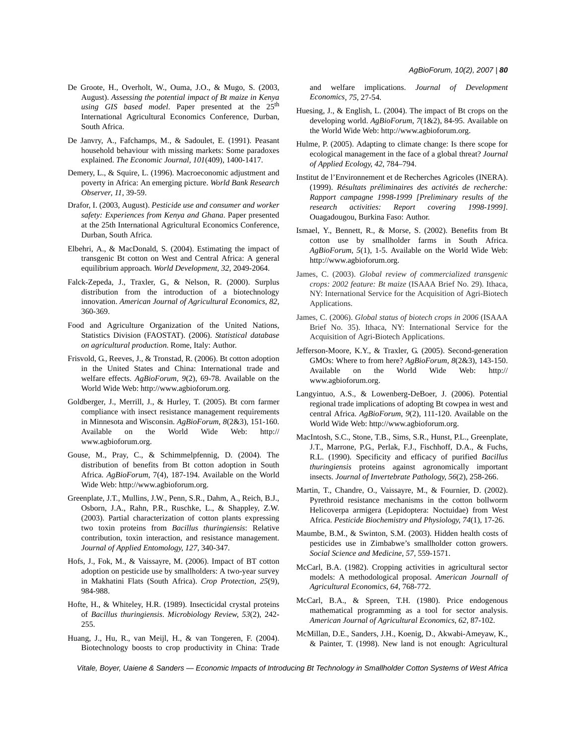De Groote, H., Overholt, W., Ouma, J.O., & Mugo, S. (2003, August). *Assessing the potential impact of Bt maize in Kenya using GIS based model*. Paper presented at the 25th International Agricultural Economics Conference, Durban, South Africa.

De Janvry, A., Fafchamps, M., & Sadoulet, E. (1991). Peasant household behaviour with missing markets: Some paradoxes explained. *The Economic Journal*, *101*(409), 1400-1417.

Demery, L., & Squire, L. (1996). Macroeconomic adjustment and poverty in Africa: An emerging picture. *World Bank Research Observer, 11*, 39-59.

Drafor, I. (2003, August). *Pesticide use and consumer and worker safety: Experiences from Kenya and Ghana*. Paper presented at the 25th International Agricultural Economics Conference, Durban, South Africa.

Elbehri, A., & MacDonald, S. (2004). Estimating the impact of transgenic Bt cotton on West and Central Africa: A general equilibrium approach. *World Development*, *32*, 2049-2064.

Falck-Zepeda, J., Traxler, G., & Nelson, R. (2000). Surplus distribution from the introduction of a biotechnology innovation. *American Journal of Agricultural Economics, 82*, 360-369.

Food and Agriculture Organization of the United Nations, Statistics Division (FAOSTAT). (2006). *Statistical database on agricultural production*. Rome, Italy: Author.

Frisvold, G., Reeves, J., & Tronstad, R. (2006). Bt cotton adoption in the United States and China: International trade and welfare effects. *AgBioForum*, *9*(2), 69-78. Available on the World Wide Web: http://www.agbioforum.org.

Goldberger, J., Merrill, J., & Hurley, T. (2005). Bt corn farmer compliance with insect resistance management requirements in Minnesota and Wisconsin. *AgBioForum*, *8*(2&3), 151-160. Available on the World Wide Web: http://www.agbioforum.org.

Gouse, M., Pray, C., & Schimmelpfennig, D. (2004). The distribution of benefits from Bt cotton adoption in South Africa. *AgBioForum*, 7(4), 187-194. Available on the World Wide Web: http://www.agbioforum.org.

Greenplate, J.T., Mullins, J.W., Penn, S.R., Dahm, A., Reich, B.J., Osborn, J.A., Rahn, P.R., Ruschke, L., & Shappley, Z.W. (2003). Partial characterization of cotton plants expressing two toxin proteins from *Bacillus thuringiensis*: Relative contribution, toxin interaction, and resistance management. *Journal of Applied Entomology, 127*, 340-347.

Hofs, J., Fok, M., & Vaissayre, M. (2006). Impact of BT cotton adoption on pesticide use by smallholders: A two-year survey in Makhatini Flats (South Africa). *Crop Protection*, *25*(9), 984-988.

Hofte, H., & Whiteley, H.R. (1989). Insecticidal crystal proteins of *Bacillus thuringiensis*. *Microbiology Review, 53*(2), 242-255.

Huang, J., Hu, R., van Meijl, H., & van Tongeren, F. (2004). Biotechnology boosts to crop productivity in China: Trade and welfare implications. *Journal of Development Economics*, *75,* 27-54.

Huesing, J., & English, L. (2004). The impact of Bt crops on the developing world. *AgBioForum*, *7*(1&2), 84-95. Available on the World Wide Web: http://www.agbioforum.org.

Hulme, P. (2005). Adapting to climate change: Is there scope for ecological management in the face of a global threat? *Journal of Applied Ecology, 42*, 784–794.

Institut de l'Environnement et de Recherches Agricoles (INERA). (1999). *Résultats préliminaires des activités de recherche: Rapport campagne 1998-1999 [Preliminary results of the research activities: Report covering 1998-1999]*. Ouagadougou, Burkina Faso: Author.

Ismael, Y., Bennett, R., & Morse, S. (2002). Benefits from Bt cotton use by smallholder farms in South Africa. *AgBioForum, 5*(1), 1-5. Available on the World Wide Web: http://www.agbioforum.org.

James, C. (2003). *Global review of commercialized transgenic crops: 2002 feature: Bt maize* (ISAAA Brief No. 29). Ithaca, NY: International Service for the Acquisition of Agri-Biotech Applications.

James, C. (2006). *Global status of biotech crops in 2006* (ISAAA Brief No. 35). Ithaca, NY: International Service for the Acquisition of Agri-Biotech Applications.

Jefferson-Moore, K.Y., & Traxler, G. (2005). Second-generation GMOs: Where to from here? *AgBioForum*, *8*(2&3), 143-150. Available on the World Wide Web: http://www.agbioforum.org.

Langyintuo, A.S., & Lowenberg-DeBoer, J. (2006). Potential regional trade implications of adopting Bt cowpea in west and central Africa. *AgBioForum*, *9*(2), 111-120. Available on the World Wide Web: http://www.agbioforum.org.

MacIntosh, S.C., Stone, T.B., Sims, S.R., Hunst, P.L., Greenplate, J.T., Marrone, P.G., Perlak, F.J., Fischhoff, D.A., & Fuchs, R.L. (1990). Specificity and efficacy of purified *Bacillus thuringiensis* proteins against agronomically important insects. *Journal of Invertebrate Pathology, 56*(2), 258-266.

Martin, T., Chandre, O., Vaissayre, M., & Fournier, D. (2002). Pyrethroid resistance mechanisms in the cotton bollworm Helicoverpa armigera (Lepidoptera: Noctuidae) from West Africa. *Pesticide Biochemistry and Physiology, 74*(1), 17-26.

Maumbe, B.M., & Swinton, S.M. (2003). Hidden health costs of pesticides use in Zimbabwe's smallholder cotton growers. *Social Science and Medicine*, *57*, 559-1571.

McCarl, B.A. (1982). Cropping activities in agricultural sector models: A methodological proposal. *American Journall of Agricultural Economics*, *64*, 768-772.

McCarl, B.A., & Spreen, T.H. (1980). Price endogenous mathematical programming as a tool for sector analysis. *American Journal of Agricultural Economics*, *62*, 87-102.

McMillan, D.E., Sanders, J.H., Koenig, D., Akwabi-Ameyaw, K., & Painter, T. (1998). New land is not enough: Agricultural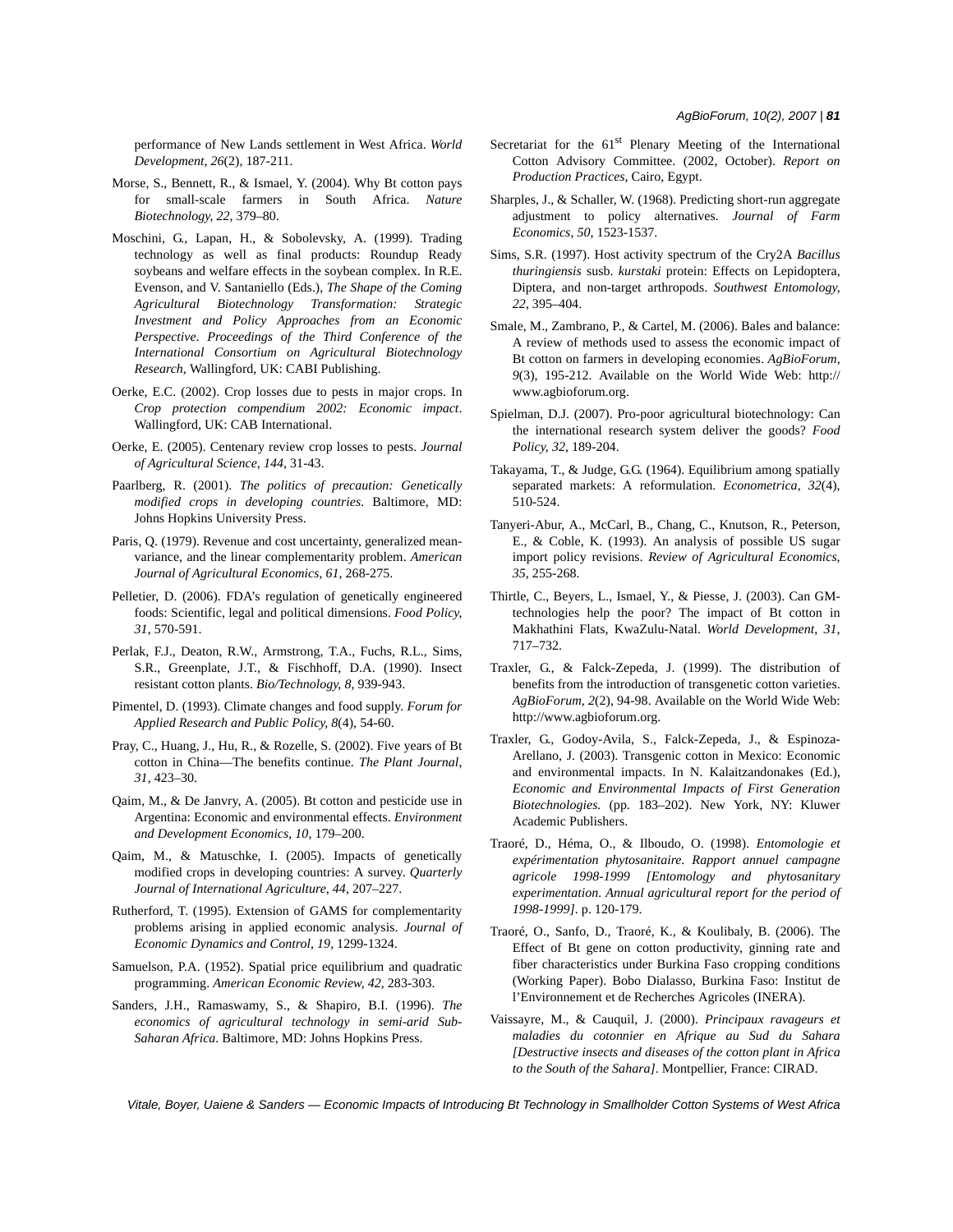performance of New Lands settlement in West Africa. *World Development*, *26*(2), 187-211.

Morse, S., Bennett, R., & Ismael, Y. (2004). Why Bt cotton pays for small-scale farmers in South Africa. *Nature Biotechnology*, *22*, 379–80.

Moschini, G., Lapan, H., & Sobolevsky, A. (1999). Trading technology as well as final products: Roundup Ready soybeans and welfare effects in the soybean complex. In R.E. Evenson, and V. Santaniello (Eds.), *The Shape of the Coming Agricultural Biotechnology Transformation: Strategic Investment and Policy Approaches from an Economic Perspective. Proceedings of the Third Conference of the International Consortium on Agricultural Biotechnology Research*, Wallingford, UK: CABI Publishing.

Oerke, E.C. (2002). Crop losses due to pests in major crops. In *Crop protection compendium 2002: Economic impact*. Wallingford, UK: CAB International.

Oerke, E. (2005). Centenary review crop losses to pests. *Journal of Agricultural Science*, *144*, 31-43.

Paarlberg, R. (2001). *The politics of precaution: Genetically modified crops in developing countries.* Baltimore, MD: Johns Hopkins University Press.

Paris, Q. (1979). Revenue and cost uncertainty, generalized mean-variance, and the linear complementarity problem. *American Journal of Agricultural Economics*, *61*, 268-275.

Pelletier, D. (2006). FDA's regulation of genetically engineered foods: Scientific, legal and political dimensions. *Food Policy*, *31*, 570-591.

Perlak, F.J., Deaton, R.W., Armstrong, T.A., Fuchs, R.L., Sims, S.R., Greenplate, J.T., & Fischhoff, D.A. (1990). Insect resistant cotton plants. *Bio/Technology*, *8*, 939-943.

Pimentel, D. (1993). Climate changes and food supply. *Forum for Applied Research and Public Policy*, *8*(4), 54-60.

Pray, C., Huang, J., Hu, R., & Rozelle, S. (2002). Five years of Bt cotton in China—The benefits continue. *The Plant Journal*, *31*, 423–30.

Qaim, M., & De Janvry, A. (2005). Bt cotton and pesticide use in Argentina: Economic and environmental effects. *Environment and Development Economics*, *10*, 179–200.

Qaim, M., & Matuschke, I. (2005). Impacts of genetically modified crops in developing countries: A survey. *Quarterly Journal of International Agriculture*, *44*, 207–227.

Rutherford, T. (1995). Extension of GAMS for complementarity problems arising in applied economic analysis. *Journal of Economic Dynamics and Control*, *19*, 1299-1324.

Samuelson, P.A. (1952). Spatial price equilibrium and quadratic programming. *American Economic Review*, *42*, 283-303.

Sanders, J.H., Ramaswamy, S., & Shapiro, B.I. (1996). *The economics of agricultural technology in semi-arid Sub-Saharan Africa*. Baltimore, MD: Johns Hopkins Press.

Secretariat for the 61st Plenary Meeting of the International Cotton Advisory Committee. (2002, October). *Report on Production Practices*, Cairo, Egypt.

Sharples, J., & Schaller, W. (1968). Predicting short-run aggregate adjustment to policy alternatives. *Journal of Farm Economics*, *50*, 1523-1537.

Sims, S.R. (1997). Host activity spectrum of the Cry2A *Bacillus thuringiensis* susb. *kurstaki* protein: Effects on Lepidoptera, Diptera, and non-target arthropods. *Southwest Entomology*, *22*, 395–404.

Smale, M., Zambrano, P., & Cartel, M. (2006). Bales and balance: A review of methods used to assess the economic impact of Bt cotton on farmers in developing economies. *AgBioForum*, *9*(3), 195-212. Available on the World Wide Web: http://www.agbioforum.org.

Spielman, D.J. (2007). Pro-poor agricultural biotechnology: Can the international research system deliver the goods? *Food Policy*, *32*, 189-204.

Takayama, T., & Judge, G.G. (1964). Equilibrium among spatially separated markets: A reformulation. *Econometrica*, *32*(4), 510-524.

Tanyeri-Abur, A., McCarl, B., Chang, C., Knutson, R., Peterson, E., & Coble, K. (1993). An analysis of possible US sugar import policy revisions. *Review of Agricultural Economics*, *35*, 255-268.

Thirtle, C., Beyers, L., Ismael, Y., & Piesse, J. (2003). Can GM-technologies help the poor? The impact of Bt cotton in Makhathini Flats, KwaZulu-Natal. *World Development*, *31*, 717–732.

Traxler, G., & Falck-Zepeda, J. (1999). The distribution of benefits from the introduction of transgenetic cotton varieties. *AgBioForum*, *2*(2), 94-98. Available on the World Wide Web: http://www.agbioforum.org.

Traxler, G., Godoy-Avila, S., Falck-Zepeda, J., & Espinoza-Arellano, J. (2003). Transgenic cotton in Mexico: Economic and environmental impacts. In N. Kalaitzandonakes (Ed.), *Economic and Environmental Impacts of First Generation Biotechnologies.* (pp. 183–202). New York, NY: Kluwer Academic Publishers.

Traoré, D., Héma, O., & Ilboudo, O. (1998). *Entomologie et expérimentation phytosanitaire. Rapport annuel campagne agricole 1998-1999 [Entomology and phytosanitary experimentation. Annual agricultural report for the period of 1998-1999]*. p. 120-179.

Traoré, O., Sanfo, D., Traoré, K., & Koulibaly, B. (2006). The Effect of Bt gene on cotton productivity, ginning rate and fiber characteristics under Burkina Faso cropping conditions (Working Paper). Bobo Dialasso, Burkina Faso: Institut de l'Environnement et de Recherches Agricoles (INERA).

Vaissayre, M., & Cauquil, J. (2000). *Principaux ravageurs et maladies du cotonnier en Afrique au Sud du Sahara [Destructive insects and diseases of the cotton plant in Africa to the South of the Sahara]*. Montpellier, France: CIRAD.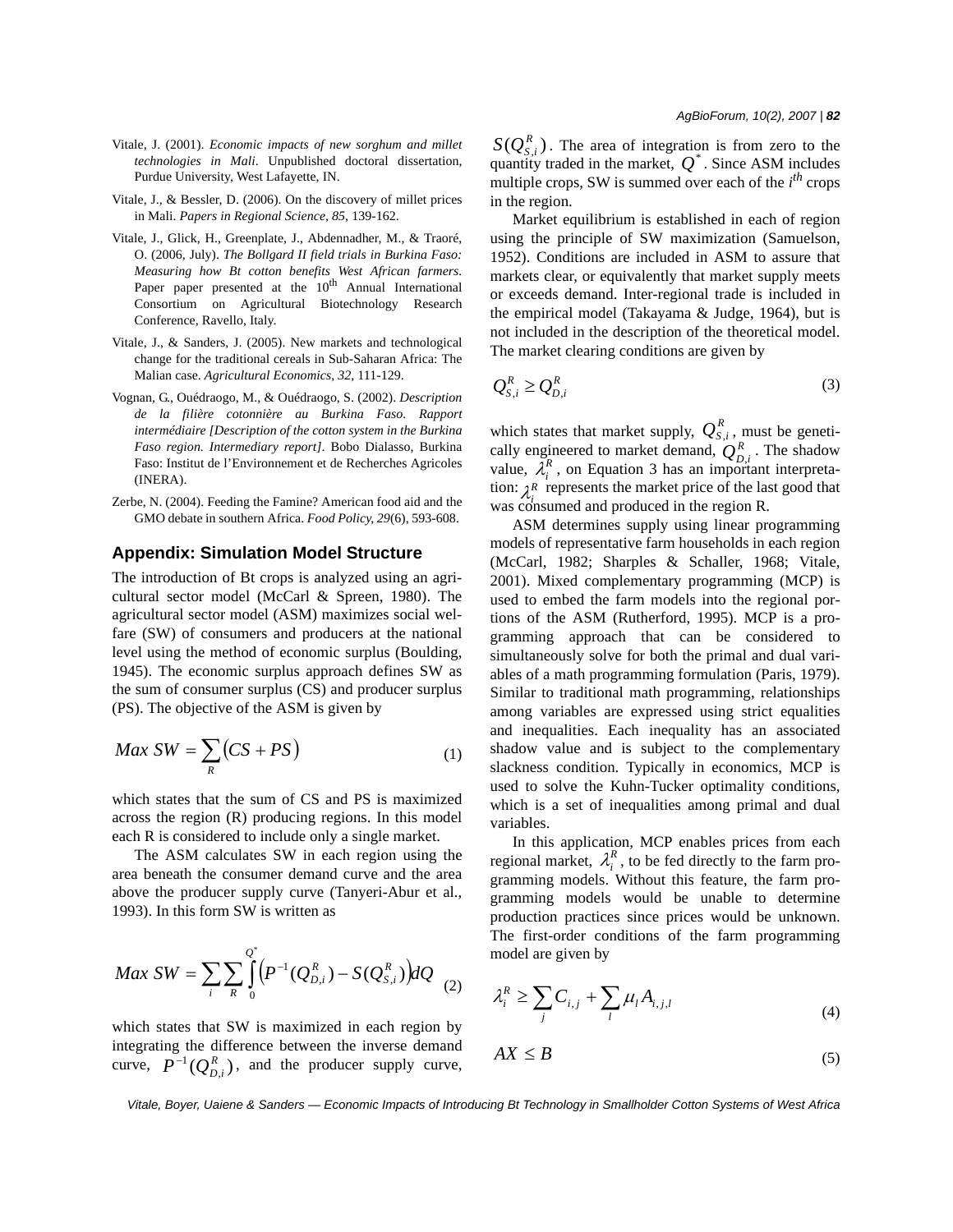Vitale, J. (2001). *Economic impacts of new sorghum and millet technologies in Mali*. Unpublished doctoral dissertation, Purdue University, West Lafayette, IN.

Vitale, J., & Bessler, D. (2006). On the discovery of millet prices in Mali. *Papers in Regional Science*, *85*, 139-162.

Vitale, J., Glick, H., Greenplate, J., Abdennadher, M., & Traoré, O. (2006, July). *The Bollgard II field trials in Burkina Faso: Measuring how Bt cotton benefits West African farmers*. Paper paper presented at the 10th Annual International Consortium on Agricultural Biotechnology Research Conference, Ravello, Italy.

Vitale, J., & Sanders, J. (2005). New markets and technological change for the traditional cereals in Sub-Saharan Africa: The Malian case. *Agricultural Economics*, *32*, 111-129.

Vognan, G., Ouédraogo, M., & Ouédraogo, S. (2002). *Description de la filière cotonnière au Burkina Faso. Rapport intermédiaire [Description of the cotton system in the Burkina Faso region. Intermediary report]*. Bobo Dialasso, Burkina Faso: Institut de l'Environnement et de Recherches Agricoles (INERA).

Zerbe, N. (2004). Feeding the Famine? American food aid and the GMO debate in southern Africa. *Food Policy*, *29*(6), 593-608.

## Appendix: Simulation Model Structure

The introduction of Bt crops is analyzed using an agricultural sector model (McCarl & Spreen, 1980). The agricultural sector model (ASM) maximizes social welfare (SW) of consumers and producers at the national level using the method of economic surplus (Boulding, 1945). The economic surplus approach defines SW as the sum of consumer surplus (CS) and producer surplus (PS). The objective of the ASM is given by

$$Max\ SW = \sum_{R} \left(CS + PS\right) \tag{1}$$

which states that the sum of CS and PS is maximized across the region (R) producing regions. In this model each R is considered to include only a single market.

The ASM calculates SW in each region using the area beneath the consumer demand curve and the area above the producer supply curve (Tanyeri-Abur et al., 1993). In this form SW is written as

$$Max\ SW = \sum_{i}\sum_{R}\int_{0}^{Q^*}\left(P^{-1}(Q_{D,i}^{R}) - S(Q_{S,i}^{R})\right)dQ \tag{2}$$

which states that SW is maximized in each region by integrating the difference between the inverse demand curve, $P^{-1}(Q_{D,i}^{R})$, and the producer supply curve, $S(Q_{S,i}^{R})$. The area of integration is from zero to the quantity traded in the market, $Q^*$. Since ASM includes multiple crops, SW is summed over each of the $i^{th}$ crops in the region.

Market equilibrium is established in each of region using the principle of SW maximization (Samuelson, 1952). Conditions are included in ASM to assure that markets clear, or equivalently that market supply meets or exceeds demand. Inter-regional trade is included in the empirical model (Takayama & Judge, 1964), but is not included in the description of the theoretical model. The market clearing conditions are given by

$$Q_{S,i}^{R} \geq Q_{D,i}^{R} \tag{3}$$

which states that market supply, $Q_{S,i}^{R}$, must be genetically engineered to market demand, $Q_{D,i}^{R}$. The shadow value, $\lambda_i^R$, on Equation 3 has an important interpretation: $\lambda_i^R$ represents the market price of the last good that was consumed and produced in the region R.

ASM determines supply using linear programming models of representative farm households in each region (McCarl, 1982; Sharples & Schaller, 1968; Vitale, 2001). Mixed complementary programming (MCP) is used to embed the farm models into the regional portions of the ASM (Rutherford, 1995). MCP is a programming approach that can be considered to simultaneously solve for both the primal and dual variables of a math programming formulation (Paris, 1979). Similar to traditional math programming, relationships among variables are expressed using strict equalities and inequalities. Each inequality has an associated shadow value and is subject to the complementary slackness condition. Typically in economics, MCP is used to solve the Kuhn-Tucker optimality conditions, which is a set of inequalities among primal and dual variables.

In this application, MCP enables prices from each regional market, $\lambda_i^R$, to be fed directly to the farm programming models. Without this feature, the farm programming models would be unable to determine production practices since prices would be unknown. The first-order conditions of the farm programming model are given by

$$\lambda_i^R \geq \sum_{j} C_{i,j} + \sum_{l} \mu_l A_{i,j,l} \tag{4}$$

$$AX \leq B \tag{5}$$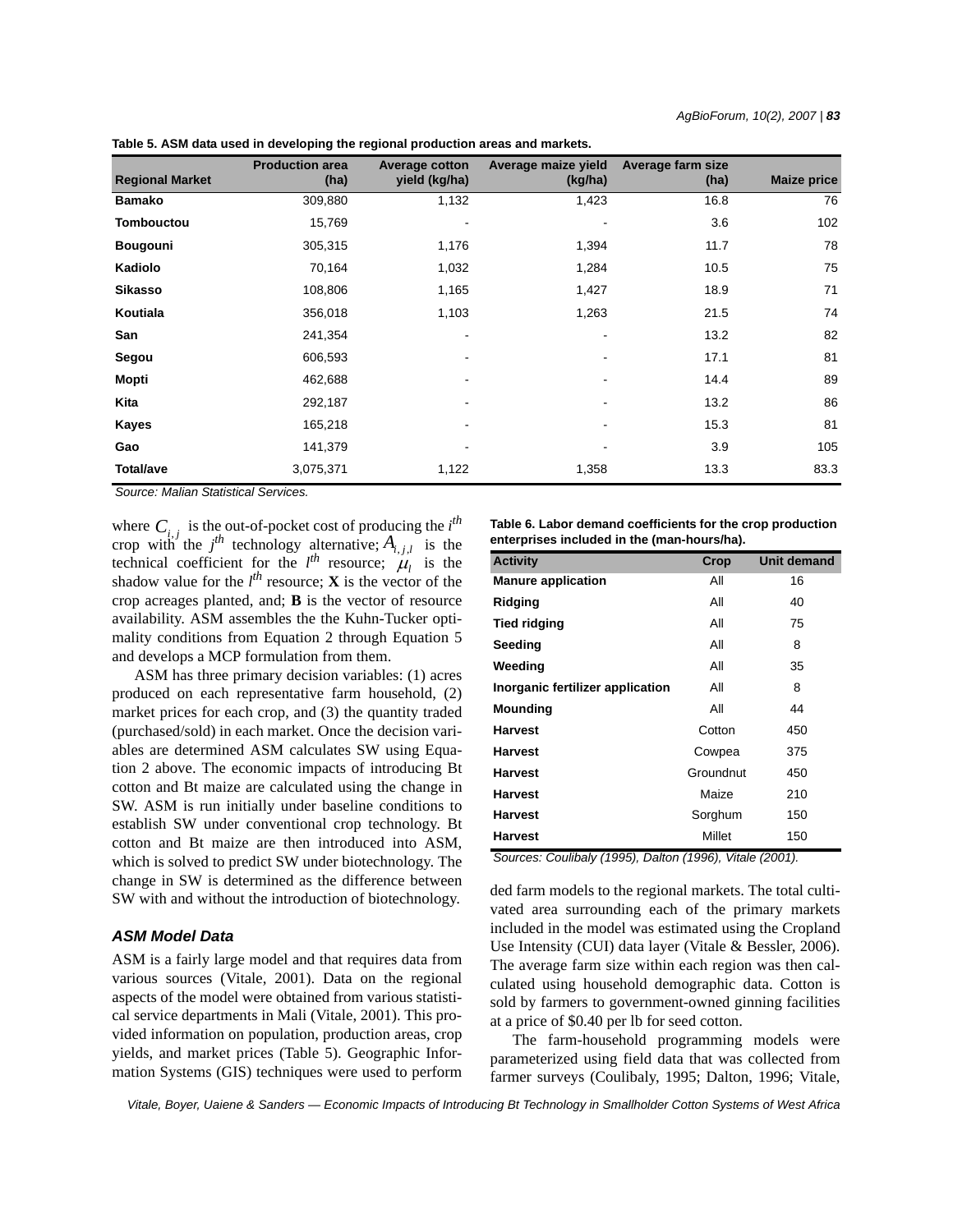**Table 5. ASM data used in developing the regional production areas and markets.**

| Regional Market | Production area (ha) | Average cotton yield (kg/ha) | Average maize yield (kg/ha) | Average farm size (ha) | Maize price |
|---|---|---|---|---|---|
| **Bamako** | 309,880 | 1,132 | 1,423 | 16.8 | 76 |
| **Tombouctou** | 15,769 | - | - | 3.6 | 102 |
| **Bougouni** | 305,315 | 1,176 | 1,394 | 11.7 | 78 |
| **Kadiolo** | 70,164 | 1,032 | 1,284 | 10.5 | 75 |
| **Sikasso** | 108,806 | 1,165 | 1,427 | 18.9 | 71 |
| **Koutiala** | 356,018 | 1,103 | 1,263 | 21.5 | 74 |
| **San** | 241,354 | - | - | 13.2 | 82 |
| **Segou** | 606,593 | - | - | 17.1 | 81 |
| **Mopti** | 462,688 | - | - | 14.4 | 89 |
| **Kita** | 292,187 | - | - | 13.2 | 86 |
| **Kayes** | 165,218 | - | - | 15.3 | 81 |
| **Gao** | 141,379 | - | - | 3.9 | 105 |
| **Total/ave** | 3,075,371 | 1,122 | 1,358 | 13.3 | 83.3 |

*Source: Malian Statistical Services.*

where $C_{i,j}$ is the out-of-pocket cost of producing the $i^{th}$ crop with the $j^{th}$ technology alternative; $A_{i,j,l}$ is the technical coefficient for the $l^{th}$ resource; $\mu_l$ is the shadow value for the $l^{th}$ resource; **X** is the vector of the crop acreages planted, and; **B** is the vector of resource availability. ASM assembles the the Kuhn-Tucker optimality conditions from Equation 2 through Equation 5 and develops a MCP formulation from them.

ASM has three primary decision variables: (1) acres produced on each representative farm household, (2) market prices for each crop, and (3) the quantity traded (purchased/sold) in each market. Once the decision variables are determined ASM calculates SW using Equation 2 above. The economic impacts of introducing Bt cotton and Bt maize are calculated using the change in SW. ASM is run initially under baseline conditions to establish SW under conventional crop technology. Bt cotton and Bt maize are then introduced into ASM, which is solved to predict SW under biotechnology. The change in SW is determined as the difference between SW with and without the introduction of biotechnology.

### ASM Model Data

ASM is a fairly large model and that requires data from various sources (Vitale, 2001). Data on the regional aspects of the model were obtained from various statistical service departments in Mali (Vitale, 2001). This provided information on population, production areas, crop yields, and market prices (Table 5). Geographic Information Systems (GIS) techniques were used to perform ded farm models to the regional markets. The total cultivated area surrounding each of the primary markets included in the model was estimated using the Cropland Use Intensity (CUI) data layer (Vitale & Bessler, 2006). The average farm size within each region was then calculated using household demographic data. Cotton is sold by farmers to government-owned ginning facilities at a price of $0.40 per lb for seed cotton.

The farm-household programming models were parameterized using field data that was collected from farmer surveys (Coulibaly, 1995; Dalton, 1996; Vitale,

**Table 6. Labor demand coefficients for the crop production enterprises included in the (man-hours/ha).**

| Activity | Crop | Unit demand |
|---|---|---|
| **Manure application** | All | 16 |
| **Ridging** | All | 40 |
| **Tied ridging** | All | 75 |
| **Seeding** | All | 8 |
| **Weeding** | All | 35 |
| **Inorganic fertilizer application** | All | 8 |
| **Mounding** | All | 44 |
| **Harvest** | Cotton | 450 |
| **Harvest** | Cowpea | 375 |
| **Harvest** | Groundnut | 450 |
| **Harvest** | Maize | 210 |
| **Harvest** | Sorghum | 150 |
| **Harvest** | Millet | 150 |

*Sources: Coulibaly (1995), Dalton (1996), Vitale (2001).*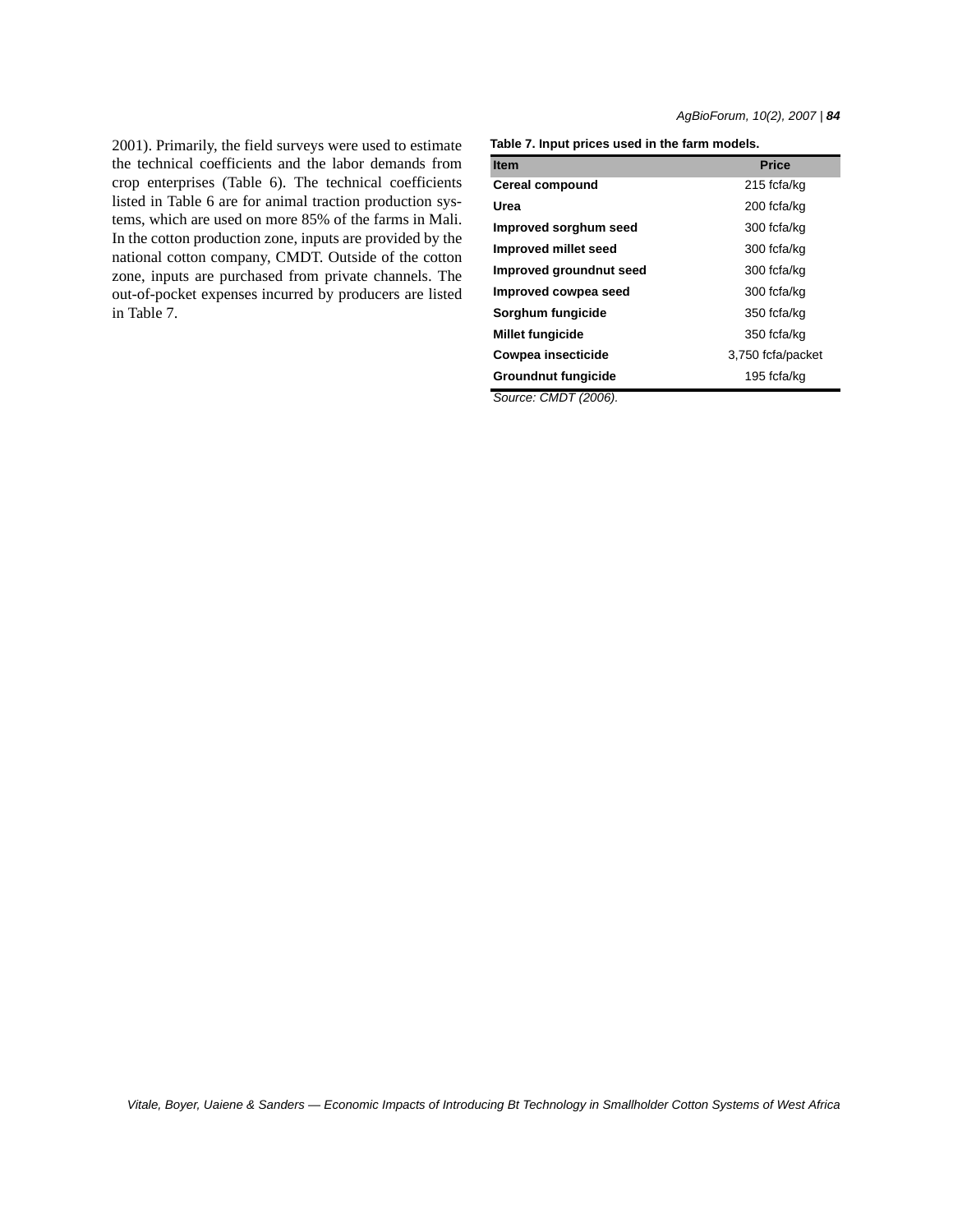2001). Primarily, the field surveys were used to estimate the technical coefficients and the labor demands from crop enterprises (Table 6). The technical coefficients listed in Table 6 are for animal traction production systems, which are used on more 85% of the farms in Mali. In the cotton production zone, inputs are provided by the national cotton company, CMDT. Outside of the cotton zone, inputs are purchased from private channels. The out-of-pocket expenses incurred by producers are listed in Table 7.

**Table 7. Input prices used in the farm models.**

| Item | Price |
|---|---|
| **Cereal compound** | 215 fcfa/kg |
| **Urea** | 200 fcfa/kg |
| **Improved sorghum seed** | 300 fcfa/kg |
| **Improved millet seed** | 300 fcfa/kg |
| **Improved groundnut seed** | 300 fcfa/kg |
| **Improved cowpea seed** | 300 fcfa/kg |
| **Sorghum fungicide** | 350 fcfa/kg |
| **Millet fungicide** | 350 fcfa/kg |
| **Cowpea insecticide** | 3,750 fcfa/packet |
| **Groundnut fungicide** | 195 fcfa/kg |

*Source: CMDT (2006).*